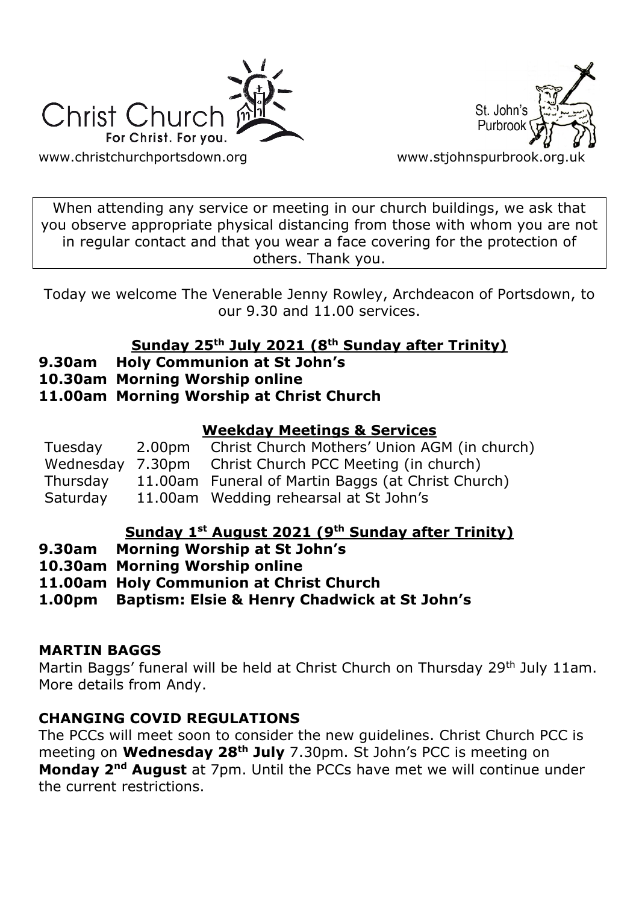Christ Church
For Christ. For you.

www.christchurchportsdown.org

St. John's Purbrook

www.stjohnspurbrook.org.uk

When attending any service or meeting in our church buildings, we ask that you observe appropriate physical distancing from those with whom you are not in regular contact and that you wear a face covering for the protection of others. Thank you.

Today we welcome The Venerable Jenny Rowley, Archdeacon of Portsdown, to our 9.30 and 11.00 services.

## Sunday 25th July 2021 (8th Sunday after Trinity)

**9.30am Holy Communion at St John's**
**10.30am Morning Worship online**
**11.00am Morning Worship at Christ Church**

## Weekday Meetings & Services

| | | |
|---|---|---|
| Tuesday | 2.00pm | Christ Church Mothers' Union AGM (in church) |
| Wednesday | 7.30pm | Christ Church PCC Meeting (in church) |
| Thursday | 11.00am | Funeral of Martin Baggs (at Christ Church) |
| Saturday | 11.00am | Wedding rehearsal at St John's |

## Sunday 1st August 2021 (9th Sunday after Trinity)

**9.30am Morning Worship at St John's**
**10.30am Morning Worship online**
**11.00am Holy Communion at Christ Church**
**1.00pm Baptism: Elsie & Henry Chadwick at St John's**

### MARTIN BAGGS

Martin Baggs' funeral will be held at Christ Church on Thursday 29th July 11am. More details from Andy.

### CHANGING COVID REGULATIONS

The PCCs will meet soon to consider the new guidelines. Christ Church PCC is meeting on **Wednesday 28th July** 7.30pm. St John's PCC is meeting on **Monday 2nd August** at 7pm. Until the PCCs have met we will continue under the current restrictions.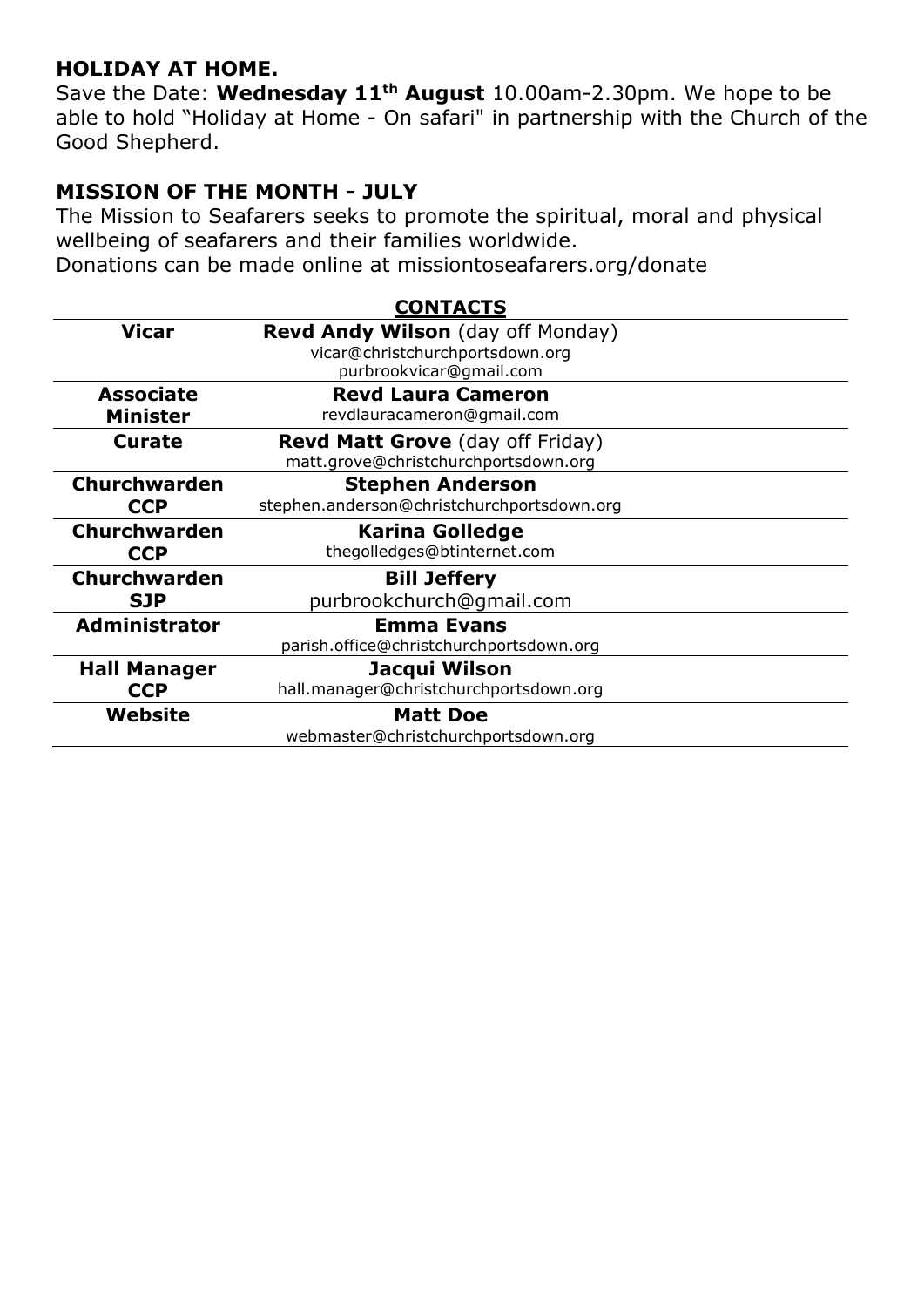## HOLIDAY AT HOME.

Save the Date: **Wednesday 11th August** 10.00am-2.30pm. We hope to be able to hold "Holiday at Home - On safari" in partnership with the Church of the Good Shepherd.

## MISSION OF THE MONTH - JULY

The Mission to Seafarers seeks to promote the spiritual, moral and physical wellbeing of seafarers and their families worldwide.
Donations can be made online at missiontoseafarers.org/donate

### CONTACTS

| | |
|---|---|
| **Vicar** | **Revd Andy Wilson** (day off Monday)<br>vicar@christchurchportsdown.org<br>purbrookvicar@gmail.com |
| **Associate Minister** | **Revd Laura Cameron**<br>revdlauracameron@gmail.com |
| **Curate** | **Revd Matt Grove** (day off Friday)<br>matt.grove@christchurchportsdown.org |
| **Churchwarden CCP** | **Stephen Anderson**<br>stephen.anderson@christchurchportsdown.org |
| **Churchwarden CCP** | **Karina Golledge**<br>thegolledges@btinternet.com |
| **Churchwarden SJP** | **Bill Jeffery**<br>purbrookchurch@gmail.com |
| **Administrator** | **Emma Evans**<br>parish.office@christchurchportsdown.org |
| **Hall Manager CCP** | **Jacqui Wilson**<br>hall.manager@christchurchportsdown.org |
| **Website** | **Matt Doe**<br>webmaster@christchurchportsdown.org |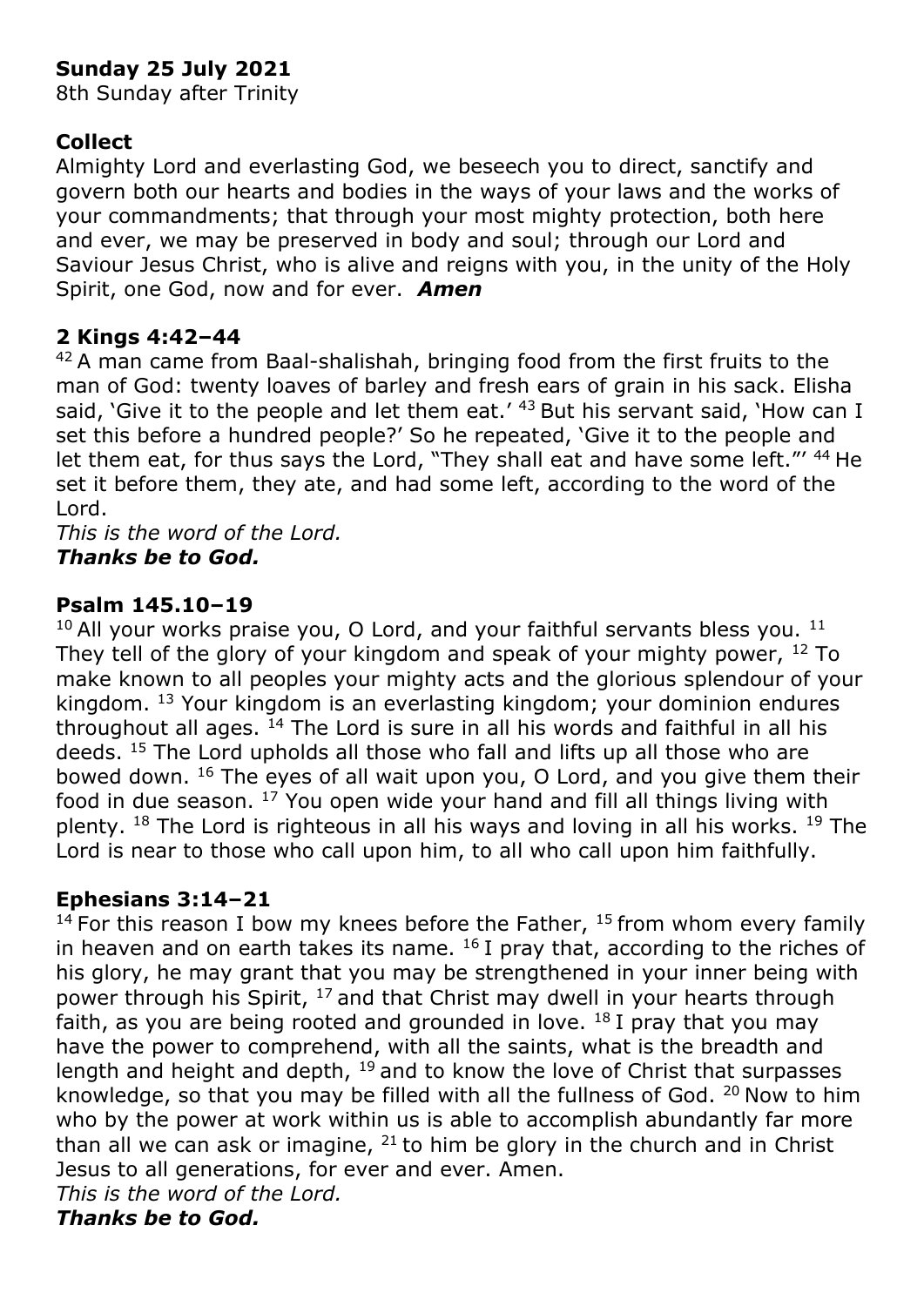**Sunday 25 July 2021**
8th Sunday after Trinity

**Collect**
Almighty Lord and everlasting God, we beseech you to direct, sanctify and govern both our hearts and bodies in the ways of your laws and the works of your commandments; that through your most mighty protection, both here and ever, we may be preserved in body and soul; through our Lord and Saviour Jesus Christ, who is alive and reigns with you, in the unity of the Holy Spirit, one God, now and for ever. ***Amen***

**2 Kings 4:42–44**
[42] A man came from Baal-shalishah, bringing food from the first fruits to the man of God: twenty loaves of barley and fresh ears of grain in his sack. Elisha said, 'Give it to the people and let them eat.' [43] But his servant said, 'How can I set this before a hundred people?' So he repeated, 'Give it to the people and let them eat, for thus says the Lord, "They shall eat and have some left."' [44] He set it before them, they ate, and had some left, according to the word of the Lord.
*This is the word of the Lord.*
***Thanks be to God.***

**Psalm 145.10–19**
[10] All your works praise you, O Lord, and your faithful servants bless you. [11] They tell of the glory of your kingdom and speak of your mighty power, [12] To make known to all peoples your mighty acts and the glorious splendour of your kingdom. [13] Your kingdom is an everlasting kingdom; your dominion endures throughout all ages. [14] The Lord is sure in all his words and faithful in all his deeds. [15] The Lord upholds all those who fall and lifts up all those who are bowed down. [16] The eyes of all wait upon you, O Lord, and you give them their food in due season. [17] You open wide your hand and fill all things living with plenty. [18] The Lord is righteous in all his ways and loving in all his works. [19] The Lord is near to those who call upon him, to all who call upon him faithfully.

**Ephesians 3:14–21**
[14] For this reason I bow my knees before the Father, [15] from whom every family in heaven and on earth takes its name. [16] I pray that, according to the riches of his glory, he may grant that you may be strengthened in your inner being with power through his Spirit, [17] and that Christ may dwell in your hearts through faith, as you are being rooted and grounded in love. [18] I pray that you may have the power to comprehend, with all the saints, what is the breadth and length and height and depth, [19] and to know the love of Christ that surpasses knowledge, so that you may be filled with all the fullness of God. [20] Now to him who by the power at work within us is able to accomplish abundantly far more than all we can ask or imagine, [21] to him be glory in the church and in Christ Jesus to all generations, for ever and ever. Amen.
*This is the word of the Lord.*
***Thanks be to God.***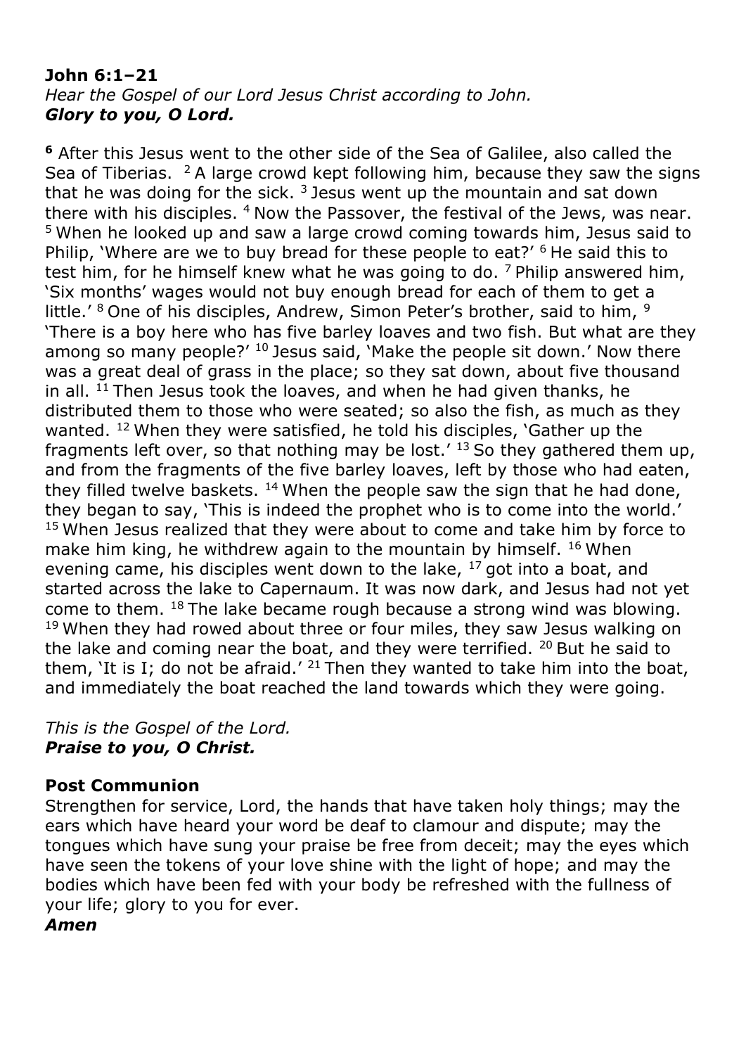**John 6:1–21**

*Hear the Gospel of our Lord Jesus Christ according to John.*

***Glory to you, O Lord.***

**6** After this Jesus went to the other side of the Sea of Galilee, also called the Sea of Tiberias. [2] A large crowd kept following him, because they saw the signs that he was doing for the sick. [3] Jesus went up the mountain and sat down there with his disciples. [4] Now the Passover, the festival of the Jews, was near. [5] When he looked up and saw a large crowd coming towards him, Jesus said to Philip, 'Where are we to buy bread for these people to eat?' [6] He said this to test him, for he himself knew what he was going to do. [7] Philip answered him, 'Six months' wages would not buy enough bread for each of them to get a little.' [8] One of his disciples, Andrew, Simon Peter's brother, said to him, [9] 'There is a boy here who has five barley loaves and two fish. But what are they among so many people?' [10] Jesus said, 'Make the people sit down.' Now there was a great deal of grass in the place; so they sat down, about five thousand in all. [11] Then Jesus took the loaves, and when he had given thanks, he distributed them to those who were seated; so also the fish, as much as they wanted. [12] When they were satisfied, he told his disciples, 'Gather up the fragments left over, so that nothing may be lost.' [13] So they gathered them up, and from the fragments of the five barley loaves, left by those who had eaten, they filled twelve baskets. [14] When the people saw the sign that he had done, they began to say, 'This is indeed the prophet who is to come into the world.' [15] When Jesus realized that they were about to come and take him by force to make him king, he withdrew again to the mountain by himself. [16] When evening came, his disciples went down to the lake, [17] got into a boat, and started across the lake to Capernaum. It was now dark, and Jesus had not yet come to them. [18] The lake became rough because a strong wind was blowing. [19] When they had rowed about three or four miles, they saw Jesus walking on the lake and coming near the boat, and they were terrified. [20] But he said to them, 'It is I; do not be afraid.' [21] Then they wanted to take him into the boat, and immediately the boat reached the land towards which they were going.

*This is the Gospel of the Lord.*

***Praise to you, O Christ.***

**Post Communion**

Strengthen for service, Lord, the hands that have taken holy things; may the ears which have heard your word be deaf to clamour and dispute; may the tongues which have sung your praise be free from deceit; may the eyes which have seen the tokens of your love shine with the light of hope; and may the bodies which have been fed with your body be refreshed with the fullness of your life; glory to you for ever.

***Amen***